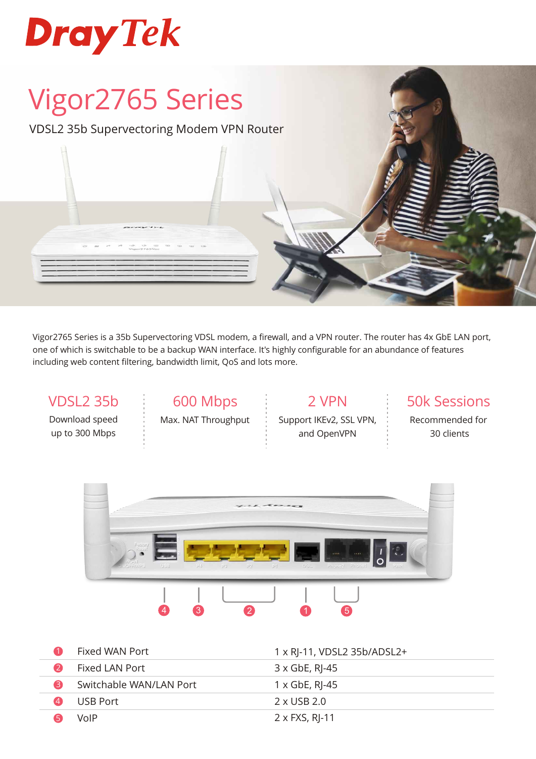# DrayTek

# Vigor2765 Series

VDSL2 35b Supervectoring Modem VPN Router

Vigor2765 Series is a 35b Supervectoring VDSL modem, a firewall, and a VPN router. The router has 4x GbE LAN port, one of which is switchable to be a backup WAN interface. It's highly configurable for an abundance of features including web content filtering, bandwidth limit, QoS and lots more.

| VDSL2 35b | 600 Mbps | 2 VPN | 50k Sessions |
|---|---|---|---|
| Download speed up to 300 Mbps | Max. NAT Throughput | Support IKEv2, SSL VPN, and OpenVPN | Recommended for 30 clients |

| # | Port | Specification |
|---|---|---|
| 1 | Fixed WAN Port | 1 x RJ-11, VDSL2 35b/ADSL2+ |
| 2 | Fixed LAN Port | 3 x GbE, RJ-45 |
| 3 | Switchable WAN/LAN Port | 1 x GbE, RJ-45 |
| 4 | USB Port | 2 x USB 2.0 |
| 5 | VoIP | 2 x FXS, RJ-11 |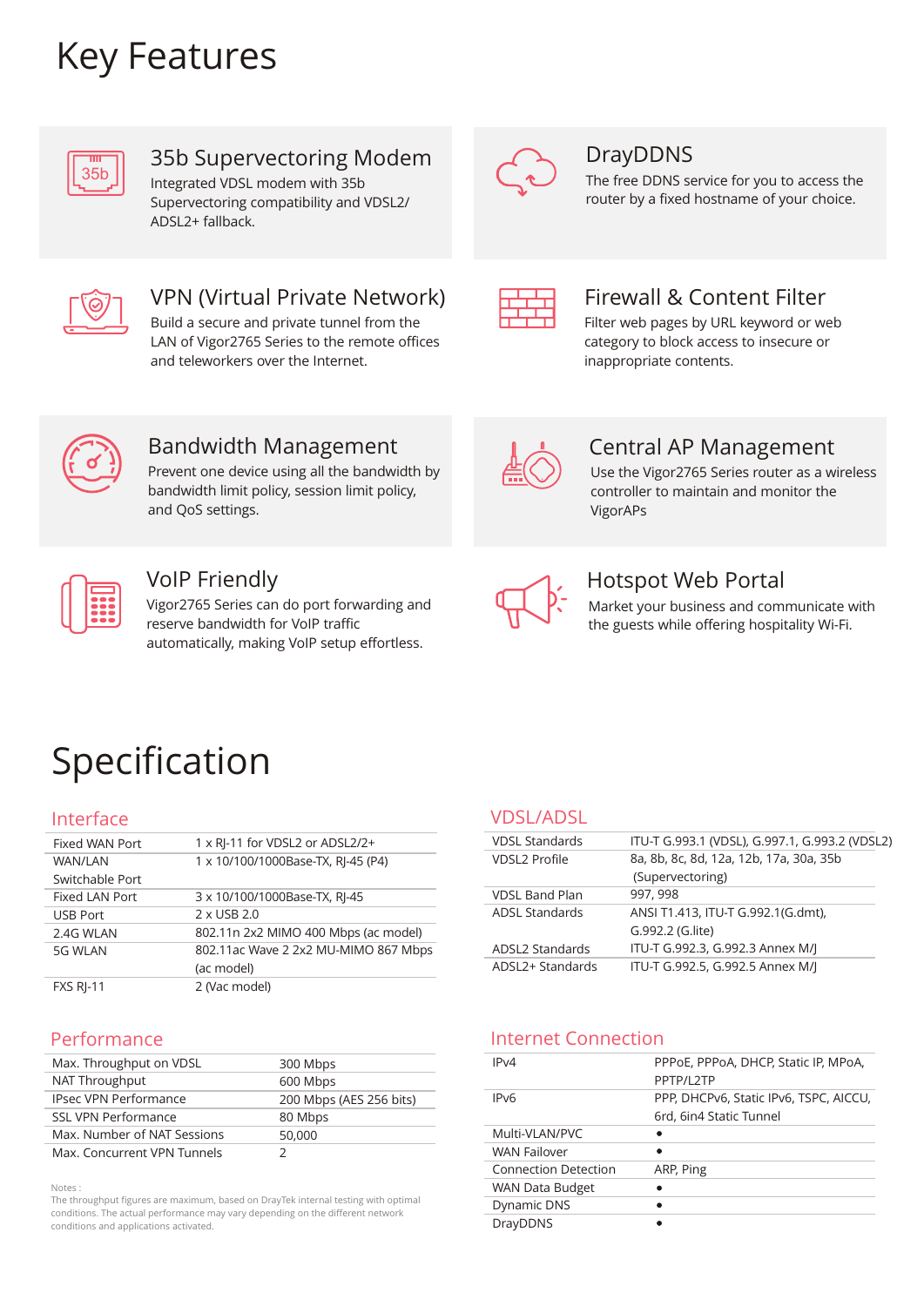# Key Features

### 35b Supervectoring Modem
Integrated VDSL modem with 35b Supervectoring compatibility and VDSL2/ADSL2+ fallback.

### DrayDDNS
The free DDNS service for you to access the router by a fixed hostname of your choice.

### VPN (Virtual Private Network)
Build a secure and private tunnel from the LAN of Vigor2765 Series to the remote offices and teleworkers over the Internet.

### Firewall & Content Filter
Filter web pages by URL keyword or web category to block access to insecure or inappropriate contents.

### Bandwidth Management
Prevent one device using all the bandwidth by bandwidth limit policy, session limit policy, and QoS settings.

### Central AP Management
Use the Vigor2765 Series router as a wireless controller to maintain and monitor the VigorAPs

### VoIP Friendly
Vigor2765 Series can do port forwarding and reserve bandwidth for VoIP traffic automatically, making VoIP setup effortless.

### Hotspot Web Portal
Market your business and communicate with the guests while offering hospitality Wi-Fi.

# Specification

## Interface

| | |
|---|---|
| Fixed WAN Port | 1 x RJ-11 for VDSL2 or ADSL2/2+ |
| WAN/LAN Switchable Port | 1 x 10/100/1000Base-TX, RJ-45 (P4) |
| Fixed LAN Port | 3 x 10/100/1000Base-TX, RJ-45 |
| USB Port | 2 x USB 2.0 |
| 2.4G WLAN | 802.11n 2x2 MIMO 400 Mbps (ac model) |
| 5G WLAN | 802.11ac Wave 2 2x2 MU-MIMO 867 Mbps (ac model) |
| FXS RJ-11 | 2 (Vac model) |

## VDSL/ADSL

| | |
|---|---|
| VDSL Standards | ITU-T G.993.1 (VDSL), G.997.1, G.993.2 (VDSL2) |
| VDSL2 Profile | 8a, 8b, 8c, 8d, 12a, 12b, 17a, 30a, 35b (Supervectoring) |
| VDSL Band Plan | 997, 998 |
| ADSL Standards | ANSI T1.413, ITU-T G.992.1(G.dmt), G.992.2 (G.lite) |
| ADSL2 Standards | ITU-T G.992.3, G.992.3 Annex M/J |
| ADSL2+ Standards | ITU-T G.992.5, G.992.5 Annex M/J |

## Performance

| | |
|---|---|
| Max. Throughput on VDSL | 300 Mbps |
| NAT Throughput | 600 Mbps |
| IPsec VPN Performance | 200 Mbps (AES 256 bits) |
| SSL VPN Performance | 80 Mbps |
| Max. Number of NAT Sessions | 50,000 |
| Max. Concurrent VPN Tunnels | 2 |

Notes :
The throughput figures are maximum, based on DrayTek internal testing with optimal conditions. The actual performance may vary depending on the different network conditions and applications activated.

## Internet Connection

| | |
|---|---|
| IPv4 | PPPoE, PPPoA, DHCP, Static IP, MPoA, PPTP/L2TP |
| IPv6 | PPP, DHCPv6, Static IPv6, TSPC, AICCU, 6rd, 6in4 Static Tunnel |
| Multi-VLAN/PVC | • |
| WAN Failover | • |
| Connection Detection | ARP, Ping |
| WAN Data Budget | • |
| Dynamic DNS | • |
| DrayDDNS | • |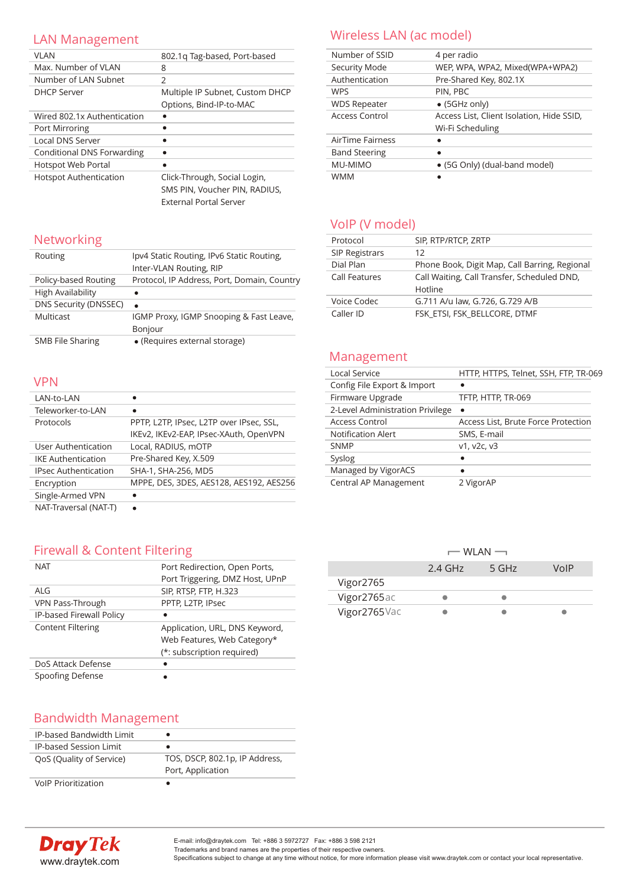## LAN Management

| | |
|---|---|
| VLAN | 802.1q Tag-based, Port-based |
| Max. Number of VLAN | 8 |
| Number of LAN Subnet | 2 |
| DHCP Server | Multiple IP Subnet, Custom DHCP Options, Bind-IP-to-MAC |
| Wired 802.1x Authentication | • |
| Port Mirroring | • |
| Local DNS Server | • |
| Conditional DNS Forwarding | • |
| Hotspot Web Portal | • |
| Hotspot Authentication | Click-Through, Social Login, SMS PIN, Voucher PIN, RADIUS, External Portal Server |

## Networking

| | |
|---|---|
| Routing | Ipv4 Static Routing, IPv6 Static Routing, Inter-VLAN Routing, RIP |
| Policy-based Routing | Protocol, IP Address, Port, Domain, Country |
| High Availability | • |
| DNS Security (DNSSEC) | • |
| Multicast | IGMP Proxy, IGMP Snooping & Fast Leave, Bonjour |
| SMB File Sharing | • (Requires external storage) |

## VPN

| | |
|---|---|
| LAN-to-LAN | • |
| Teleworker-to-LAN | • |
| Protocols | PPTP, L2TP, IPsec, L2TP over IPsec, SSL, IKEv2, IKEv2-EAP, IPsec-XAuth, OpenVPN |
| User Authentication | Local, RADIUS, mOTP |
| IKE Authentication | Pre-Shared Key, X.509 |
| IPsec Authentication | SHA-1, SHA-256, MD5 |
| Encryption | MPPE, DES, 3DES, AES128, AES192, AES256 |
| Single-Armed VPN | • |
| NAT-Traversal (NAT-T) | • |

## Firewall & Content Filtering

| | |
|---|---|
| NAT | Port Redirection, Open Ports, Port Triggering, DMZ Host, UPnP |
| ALG | SIP, RTSP, FTP, H.323 |
| VPN Pass-Through | PPTP, L2TP, IPsec |
| IP-based Firewall Policy | • |
| Content Filtering | Application, URL, DNS Keyword, Web Features, Web Category* (*: subscription required) |
| DoS Attack Defense | • |
| Spoofing Defense | • |

## Bandwidth Management

| | |
|---|---|
| IP-based Bandwidth Limit | • |
| IP-based Session Limit | • |
| QoS (Quality of Service) | TOS, DSCP, 802.1p, IP Address, Port, Application |
| VoIP Prioritization | • |

## Wireless LAN (ac model)

| | |
|---|---|
| Number of SSID | 4 per radio |
| Security Mode | WEP, WPA, WPA2, Mixed(WPA+WPA2) |
| Authentication | Pre-Shared Key, 802.1X |
| WPS | PIN, PBC |
| WDS Repeater | • (5GHz only) |
| Access Control | Access List, Client Isolation, Hide SSID, Wi-Fi Scheduling |
| AirTime Fairness | • |
| Band Steering | • |
| MU-MIMO | • (5G Only) (dual-band model) |
| WMM | • |

## VoIP (V model)

| | |
|---|---|
| Protocol | SIP, RTP/RTCP, ZRTP |
| SIP Registrars | 12 |
| Dial Plan | Phone Book, Digit Map, Call Barring, Regional |
| Call Features | Call Waiting, Call Transfer, Scheduled DND, Hotline |
| Voice Codec | G.711 A/u law, G.726, G.729 A/B |
| Caller ID | FSK_ETSI, FSK_BELLCORE, DTMF |

## Management

| | |
|---|---|
| Local Service | HTTP, HTTPS, Telnet, SSH, FTP, TR-069 |
| Config File Export & Import | • |
| Firmware Upgrade | TFTP, HTTP, TR-069 |
| 2-Level Administration Privilege | • |
| Access Control | Access List, Brute Force Protection |
| Notification Alert | SMS, E-mail |
| SNMP | v1, v2c, v3 |
| Syslog | • |
| Managed by VigorACS | • |
| Central AP Management | 2 VigorAP |

| | WLAN | | |
|---|---|---|---|
| | 2.4 GHz | 5 GHz | VoIP |
| Vigor2765 | | | |
| Vigor2765ac | • | • | |
| Vigor2765Vac | • | • | • |

DrayTek
www.draytek.com

E-mail: info@draytek.com Tel: +886 3 5972727 Fax: +886 3 598 2121
Trademarks and brand names are the properties of their respective owners.
Specifications subject to change at any time without notice, for more information please visit www.draytek.com or contact your local representative.